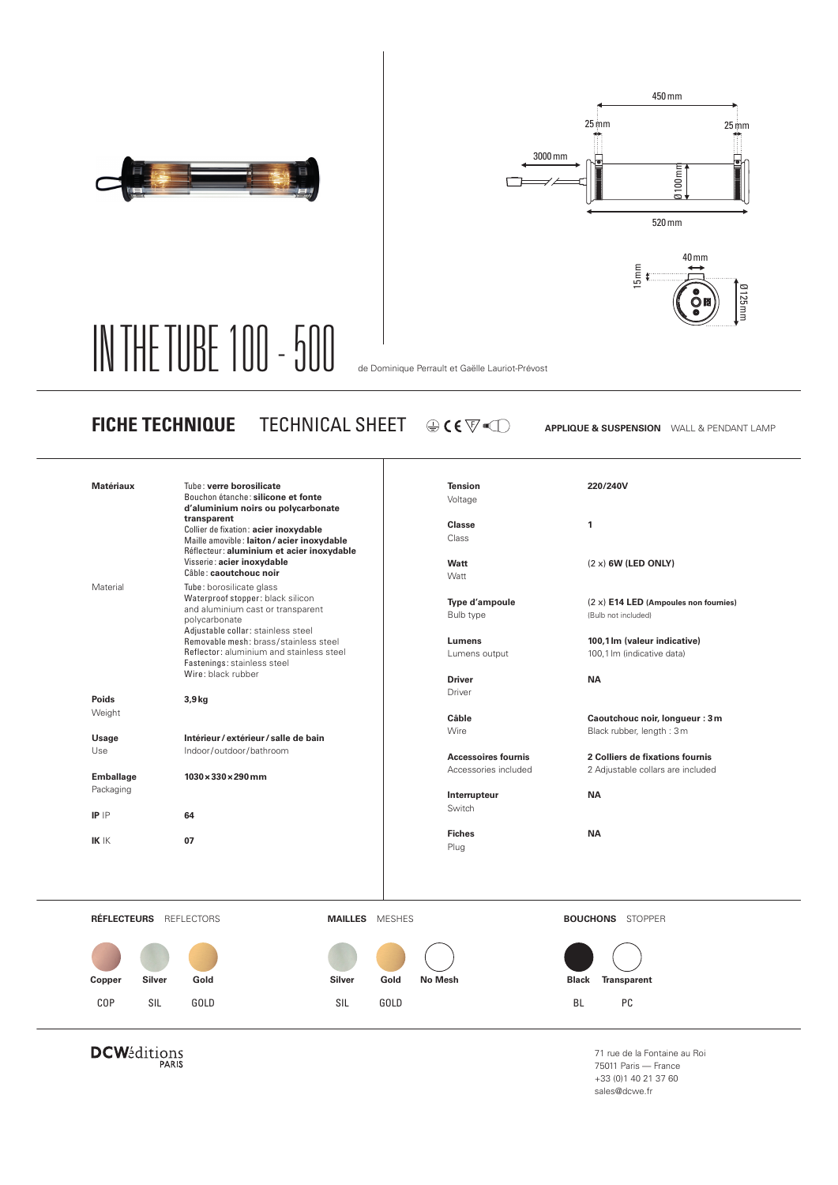# IN THE TUBE 100 - 500

de Dominique Perrault et Gaëlle Lauriot-Prévost

## FICHE TECHNIQUE TECHNICAL SHEET

**APPLIQUE & SUSPENSION** WALL & PENDANT LAMP

| | |
|---|---|
| **Matériaux** | Tube : **verre borosilicate**<br>Bouchon étanche : **silicone et fonte d'aluminium noirs ou polycarbonate transparent**<br>Collier de fixation : **acier inoxydable**<br>Maille amovible : **laiton / acier inoxydable**<br>Réflecteur : **aluminium et acier inoxydable**<br>Visserie : **acier inoxydable**<br>Câble : **caoutchouc noir** |
| Material | Tube : borosilicate glass<br>Waterproof stopper : black silicon and aluminium cast or transparent polycarbonate<br>Adjustable collar : stainless steel<br>Removable mesh : brass / stainless steel<br>Reflector : aluminium and stainless steel<br>Fastenings : stainless steel<br>Wire : black rubber |
| **Poids**<br>Weight | **3,9 kg** |
| **Usage**<br>Use | **Intérieur / extérieur / salle de bain**<br>Indoor / outdoor / bathroom |
| **Emballage**<br>Packaging | **1030 × 330 × 290 mm** |
| **IP** IP | **64** |
| **IK** IK | **07** |

| | |
|---|---|
| **Tension**<br>Voltage | **220/240V** |
| **Classe**<br>Class | **1** |
| **Watt**<br>Watt | (2 x) **6W (LED ONLY)** |
| **Type d'ampoule**<br>Bulb type | (2 x) **E14 LED** (**Ampoules non fournies**)<br>(Bulb not included) |
| **Lumens**<br>Lumens output | **100,1 lm (valeur indicative)**<br>100,1 lm (indicative data) |
| **Driver**<br>Driver | **NA** |
| **Câble**<br>Wire | **Caoutchouc noir, longueur : 3 m**<br>Black rubber, length : 3 m |
| **Accessoires fournis**<br>Accessories included | **2 Colliers de fixations fournis**<br>2 Adjustable collars are included |
| **Interrupteur**<br>Switch | **NA** |
| **Fiches**<br>Plug | **NA** |

**RÉFLECTEURS** REFLECTORS

| Copper | Silver | Gold |
|---|---|---|
| COP | SIL | GOLD |

**MAILLES** MESHES

| Silver | Gold | No Mesh |
|---|---|---|
| SIL | GOLD | |

**BOUCHONS** STOPPER

| Black | Transparent |
|---|---|
| BL | PC |

DCWéditions PARIS

71 rue de la Fontaine au Roi
75011 Paris — France
+33 (0)1 40 21 37 60
sales@dcwe.fr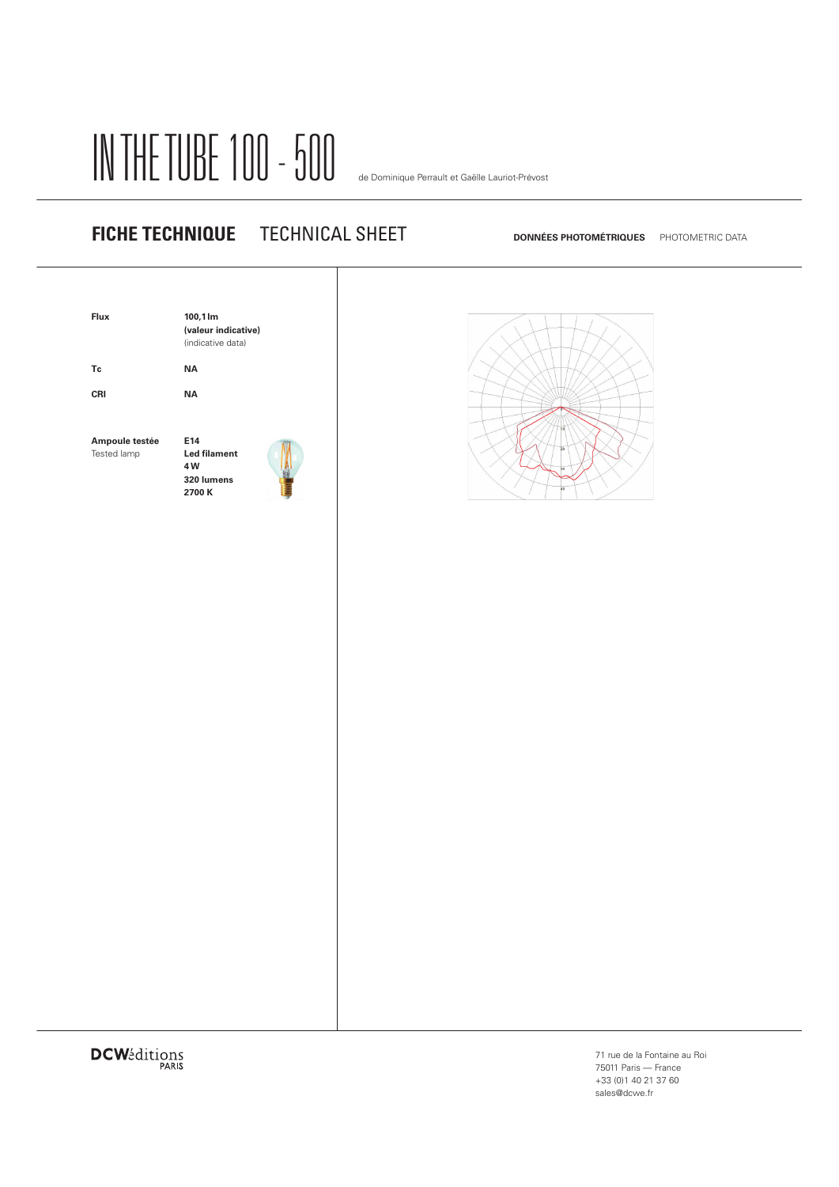# IN THE TUBE 100 - 500

de Dominique Perrault et Gaëlle Lauriot-Prévost

## FICHE TECHNIQUE TECHNICAL SHEET

**DONNÉES PHOTOMÉTRIQUES** PHOTOMETRIC DATA

| | |
|---|---|
| **Flux** | **100,1 lm** **(valeur indicative)** (indicative data) |
| **Tc** | **NA** |
| **CRI** | **NA** |
| **Ampoule testée** Tested lamp | **E14** **Led filament** **4 W** **320 lumens** **2700 K** |

10
20
30
40

71 rue de la Fontaine au Roi
75011 Paris — France
+33 (0)1 40 21 37 60
sales@dcwe.fr